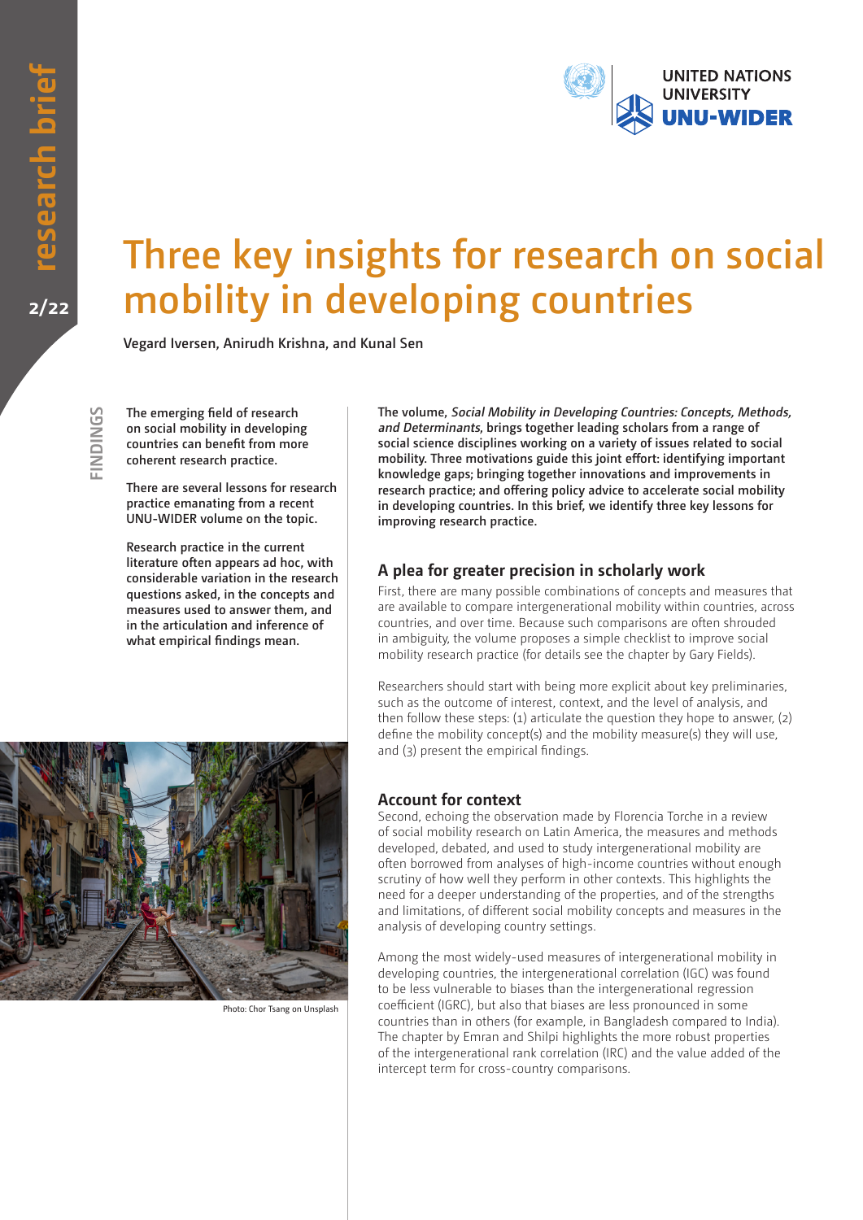# Three key insights for research on social mobility in developing countries

Vegard Iversen, Anirudh Krishna, and Kunal Sen

**FINDINGS**

**The emerging field of research on social mobility in developing countries can benefit from more coherent research practice.**

**There are several lessons for research practice emanating from a recent UNU-WIDER volume on the topic.**

**Research practice in the current literature often appears ad hoc, with considerable variation in the research questions asked, in the concepts and measures used to answer them, and in the articulation and inference of what empirical findings mean.**

Photo: Chor Tsang on Unsplash

**The volume, *Social Mobility in Developing Countries: Concepts, Methods, and Determinants*, brings together leading scholars from a range of social science disciplines working on a variety of issues related to social mobility. Three motivations guide this joint effort: identifying important knowledge gaps; bringing together innovations and improvements in research practice; and offering policy advice to accelerate social mobility in developing countries. In this brief, we identify three key lessons for improving research practice.**

## A plea for greater precision in scholarly work

First, there are many possible combinations of concepts and measures that are available to compare intergenerational mobility within countries, across countries, and over time. Because such comparisons are often shrouded in ambiguity, the volume proposes a simple checklist to improve social mobility research practice (for details see the chapter by Gary Fields).

Researchers should start with being more explicit about key preliminaries, such as the outcome of interest, context, and the level of analysis, and then follow these steps: (1) articulate the question they hope to answer, (2) define the mobility concept(s) and the mobility measure(s) they will use, and (3) present the empirical findings.

## Account for context

Second, echoing the observation made by Florencia Torche in a review of social mobility research on Latin America, the measures and methods developed, debated, and used to study intergenerational mobility are often borrowed from analyses of high-income countries without enough scrutiny of how well they perform in other contexts. This highlights the need for a deeper understanding of the properties, and of the strengths and limitations, of different social mobility concepts and measures in the analysis of developing country settings.

Among the most widely-used measures of intergenerational mobility in developing countries, the intergenerational correlation (IGC) was found to be less vulnerable to biases than the intergenerational regression coefficient (IGRC), but also that biases are less pronounced in some countries than in others (for example, in Bangladesh compared to India). The chapter by Emran and Shilpi highlights the more robust properties of the intergenerational rank correlation (IRC) and the value added of the intercept term for cross-country comparisons.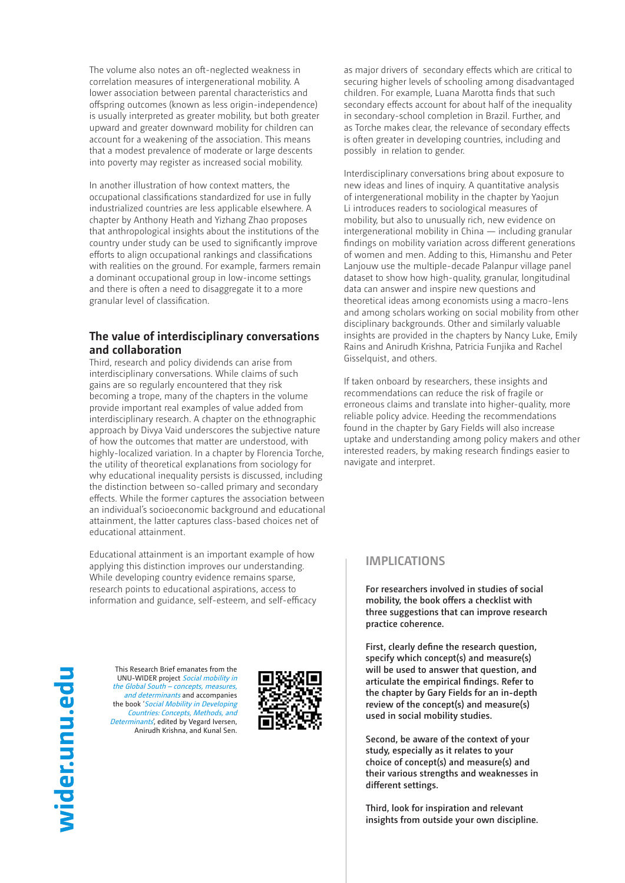The volume also notes an oft-neglected weakness in correlation measures of intergenerational mobility. A lower association between parental characteristics and offspring outcomes (known as less origin-independence) is usually interpreted as greater mobility, but both greater upward and greater downward mobility for children can account for a weakening of the association. This means that a modest prevalence of moderate or large descents into poverty may register as increased social mobility.

In another illustration of how context matters, the occupational classifications standardized for use in fully industrialized countries are less applicable elsewhere. A chapter by Anthony Heath and Yizhang Zhao proposes that anthropological insights about the institutions of the country under study can be used to significantly improve efforts to align occupational rankings and classifications with realities on the ground. For example, farmers remain a dominant occupational group in low-income settings and there is often a need to disaggregate it to a more granular level of classification.

## The value of interdisciplinary conversations and collaboration

Third, research and policy dividends can arise from interdisciplinary conversations. While claims of such gains are so regularly encountered that they risk becoming a trope, many of the chapters in the volume provide important real examples of value added from interdisciplinary research. A chapter on the ethnographic approach by Divya Vaid underscores the subjective nature of how the outcomes that matter are understood, with highly-localized variation. In a chapter by Florencia Torche, the utility of theoretical explanations from sociology for why educational inequality persists is discussed, including the distinction between so-called primary and secondary effects. While the former captures the association between an individual's socioeconomic background and educational attainment, the latter captures class-based choices net of educational attainment.

Educational attainment is an important example of how applying this distinction improves our understanding. While developing country evidence remains sparse, research points to educational aspirations, access to information and guidance, self-esteem, and self-efficacy as major drivers of secondary effects which are critical to securing higher levels of schooling among disadvantaged children. For example, Luana Marotta finds that such secondary effects account for about half of the inequality in secondary-school completion in Brazil. Further, and as Torche makes clear, the relevance of secondary effects is often greater in developing countries, including and possibly in relation to gender.

Interdisciplinary conversations bring about exposure to new ideas and lines of inquiry. A quantitative analysis of intergenerational mobility in the chapter by Yaojun Li introduces readers to sociological measures of mobility, but also to unusually rich, new evidence on intergenerational mobility in China — including granular findings on mobility variation across different generations of women and men. Adding to this, Himanshu and Peter Lanjouw use the multiple-decade Palanpur village panel dataset to show how high-quality, granular, longitudinal data can answer and inspire new questions and theoretical ideas among economists using a macro-lens and among scholars working on social mobility from other disciplinary backgrounds. Other and similarly valuable insights are provided in the chapters by Nancy Luke, Emily Rains and Anirudh Krishna, Patricia Funjika and Rachel Gisselquist, and others.

If taken onboard by researchers, these insights and recommendations can reduce the risk of fragile or erroneous claims and translate into higher-quality, more reliable policy advice. Heeding the recommendations found in the chapter by Gary Fields will also increase uptake and understanding among policy makers and other interested readers, by making research findings easier to navigate and interpret.

## IMPLICATIONS

**For researchers involved in studies of social mobility, the book offers a checklist with three suggestions that can improve research practice coherence.**

**First, clearly define the research question, specify which concept(s) and measure(s) will be used to answer that question, and articulate the empirical findings. Refer to the chapter by Gary Fields for an in-depth review of the concept(s) and measure(s) used in social mobility studies.**

**Second, be aware of the context of your study, especially as it relates to your choice of concept(s) and measure(s) and their various strengths and weaknesses in different settings.**

**Third, look for inspiration and relevant insights from outside your own discipline.**

This Research Brief emanates from the UNU-WIDER project *Social mobility in the Global South – concepts, measures, and determinants* and accompanies the book '*Social Mobility in Developing Countries: Concepts, Methods, and Determinants*', edited by Vegard Iversen, Anirudh Krishna, and Kunal Sen.

wider.unu.edu